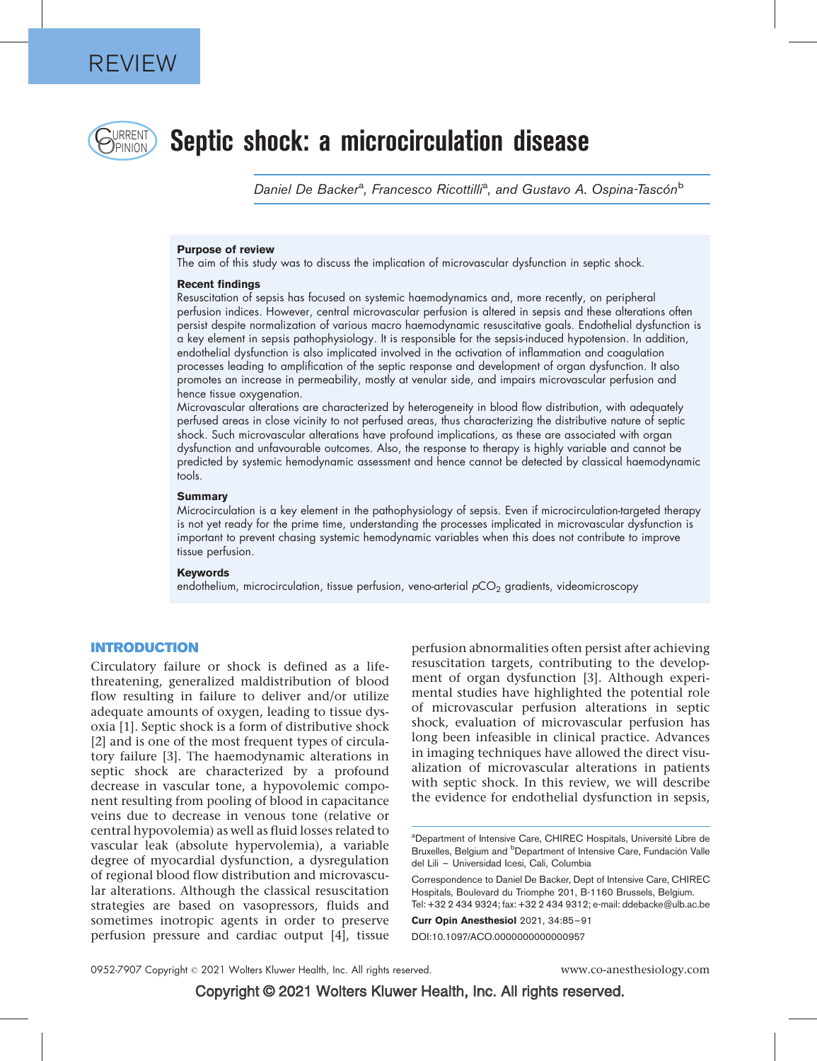REVIEW

# Septic shock: a microcirculation disease

Daniel De Backer[a], Francesco Ricottilli[a], and Gustavo A. Ospina-Tascón[b]

### Purpose of review

The aim of this study was to discuss the implication of microvascular dysfunction in septic shock.

### Recent findings

Resuscitation of sepsis has focused on systemic haemodynamics and, more recently, on peripheral perfusion indices. However, central microvascular perfusion is altered in sepsis and these alterations often persist despite normalization of various macro haemodynamic resuscitative goals. Endothelial dysfunction is a key element in sepsis pathophysiology. It is responsible for the sepsis-induced hypotension. In addition, endothelial dysfunction is also implicated involved in the activation of inflammation and coagulation processes leading to amplification of the septic response and development of organ dysfunction. It also promotes an increase in permeability, mostly at venular side, and impairs microvascular perfusion and hence tissue oxygenation.

Microvascular alterations are characterized by heterogeneity in blood flow distribution, with adequately perfused areas in close vicinity to not perfused areas, thus characterizing the distributive nature of septic shock. Such microvascular alterations have profound implications, as these are associated with organ dysfunction and unfavourable outcomes. Also, the response to therapy is highly variable and cannot be predicted by systemic hemodynamic assessment and hence cannot be detected by classical haemodynamic tools.

### Summary

Microcirculation is a key element in the pathophysiology of sepsis. Even if microcirculation-targeted therapy is not yet ready for the prime time, understanding the processes implicated in microvascular dysfunction is important to prevent chasing systemic hemodynamic variables when this does not contribute to improve tissue perfusion.

### Keywords

endothelium, microcirculation, tissue perfusion, veno-arterial $pCO_2$ gradients, videomicroscopy

## INTRODUCTION

Circulatory failure or shock is defined as a life-threatening, generalized maldistribution of blood flow resulting in failure to deliver and/or utilize adequate amounts of oxygen, leading to tissue dysoxia [1]. Septic shock is a form of distributive shock [2] and is one of the most frequent types of circulatory failure [3]. The haemodynamic alterations in septic shock are characterized by a profound decrease in vascular tone, a hypovolemic component resulting from pooling of blood in capacitance veins due to decrease in venous tone (relative or central hypovolemia) as well as fluid losses related to vascular leak (absolute hypervolemia), a variable degree of myocardial dysfunction, a dysregulation of regional blood flow distribution and microvascular alterations. Although the classical resuscitation strategies are based on vasopressors, fluids and sometimes inotropic agents in order to preserve perfusion pressure and cardiac output [4], tissue perfusion abnormalities often persist after achieving resuscitation targets, contributing to the development of organ dysfunction [3]. Although experimental studies have highlighted the potential role of microvascular perfusion alterations in septic shock, evaluation of microvascular perfusion has long been infeasible in clinical practice. Advances in imaging techniques have allowed the direct visualization of microvascular alterations in patients with septic shock. In this review, we will describe the evidence for endothelial dysfunction in sepsis,

[a]Department of Intensive Care, CHIREC Hospitals, Université Libre de Bruxelles, Belgium and [b]Department of Intensive Care, Fundación Valle del Lili – Universidad Icesi, Cali, Columbia

Correspondence to Daniel De Backer, Dept of Intensive Care, CHIREC Hospitals, Boulevard du Triomphe 201, B-1160 Brussels, Belgium. Tel: +32 2 434 9324; fax: +32 2 434 9312; e-mail: ddebacke@ulb.ac.be

**Curr Opin Anesthesiol** 2021, 34:85–91

DOI:10.1097/ACO.0000000000000957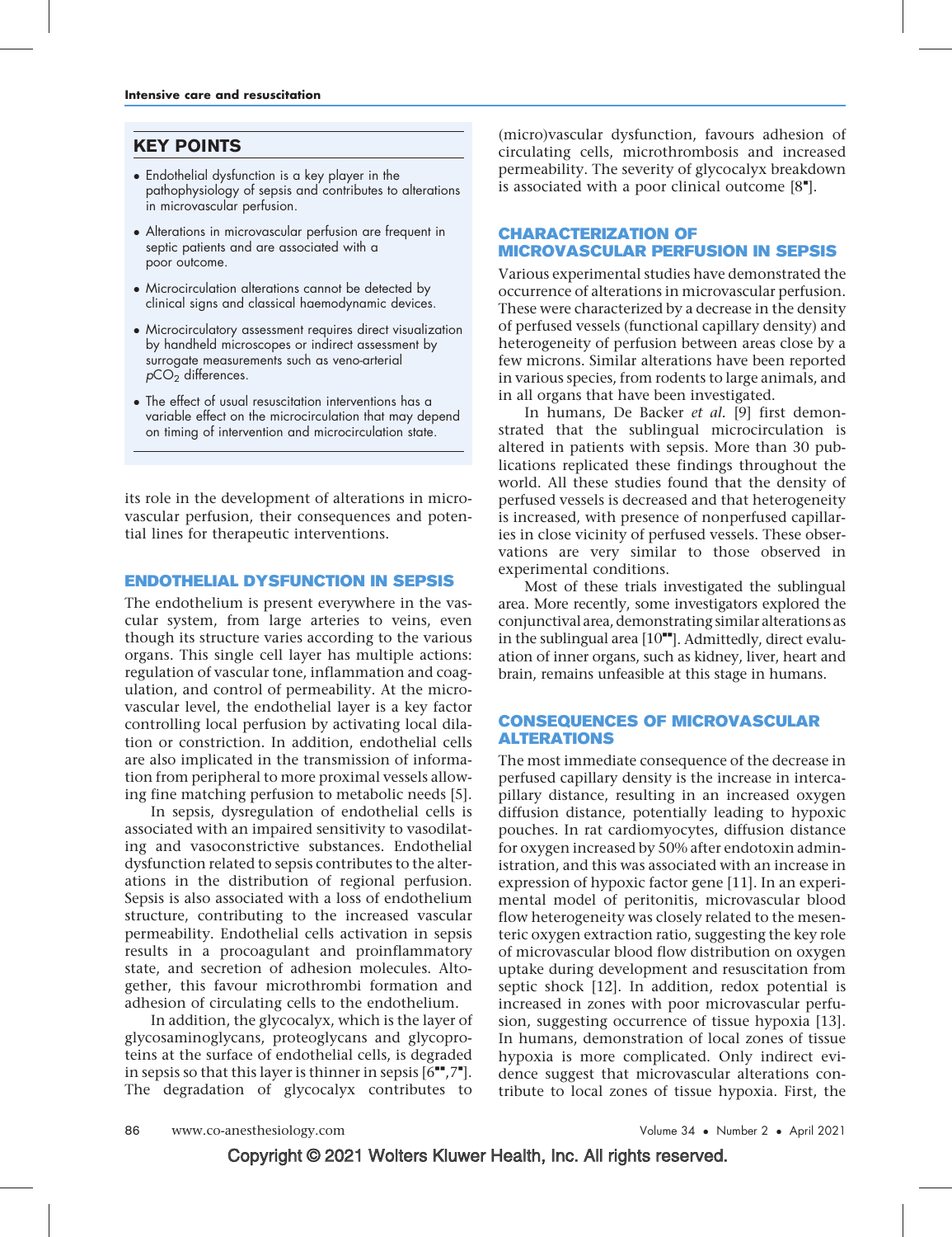## KEY POINTS

- Endothelial dysfunction is a key player in the pathophysiology of sepsis and contributes to alterations in microvascular perfusion.
- Alterations in microvascular perfusion are frequent in septic patients and are associated with a poor outcome.
- Microcirculation alterations cannot be detected by clinical signs and classical haemodynamic devices.
- Microcirculatory assessment requires direct visualization by handheld microscopes or indirect assessment by surrogate measurements such as veno-arterial $pCO_2$ differences.
- The effect of usual resuscitation interventions has a variable effect on the microcirculation that may depend on timing of intervention and microcirculation state.

its role in the development of alterations in microvascular perfusion, their consequences and potential lines for therapeutic interventions.

## ENDOTHELIAL DYSFUNCTION IN SEPSIS

The endothelium is present everywhere in the vascular system, from large arteries to veins, even though its structure varies according to the various organs. This single cell layer has multiple actions: regulation of vascular tone, inflammation and coagulation, and control of permeability. At the microvascular level, the endothelial layer is a key factor controlling local perfusion by activating local dilation or constriction. In addition, endothelial cells are also implicated in the transmission of information from peripheral to more proximal vessels allowing fine matching perfusion to metabolic needs [5].

In sepsis, dysregulation of endothelial cells is associated with an impaired sensitivity to vasodilating and vasoconstrictive substances. Endothelial dysfunction related to sepsis contributes to the alterations in the distribution of regional perfusion. Sepsis is also associated with a loss of endothelium structure, contributing to the increased vascular permeability. Endothelial cells activation in sepsis results in a procoagulant and proinflammatory state, and secretion of adhesion molecules. Altogether, this favour microthrombi formation and adhesion of circulating cells to the endothelium.

In addition, the glycocalyx, which is the layer of glycosaminoglycans, proteoglycans and glycoproteins at the surface of endothelial cells, is degraded in sepsis so that this layer is thinner in sepsis [6▪▪,7▪]. The degradation of glycocalyx contributes to (micro)vascular dysfunction, favours adhesion of circulating cells, microthrombosis and increased permeability. The severity of glycocalyx breakdown is associated with a poor clinical outcome [8▪].

## CHARACTERIZATION OF MICROVASCULAR PERFUSION IN SEPSIS

Various experimental studies have demonstrated the occurrence of alterations in microvascular perfusion. These were characterized by a decrease in the density of perfused vessels (functional capillary density) and heterogeneity of perfusion between areas close by a few microns. Similar alterations have been reported in various species, from rodents to large animals, and in all organs that have been investigated.

In humans, De Backer *et al.* [9] first demonstrated that the sublingual microcirculation is altered in patients with sepsis. More than 30 publications replicated these findings throughout the world. All these studies found that the density of perfused vessels is decreased and that heterogeneity is increased, with presence of nonperfused capillaries in close vicinity of perfused vessels. These observations are very similar to those observed in experimental conditions.

Most of these trials investigated the sublingual area. More recently, some investigators explored the conjunctival area, demonstrating similar alterations as in the sublingual area [10▪▪]. Admittedly, direct evaluation of inner organs, such as kidney, liver, heart and brain, remains unfeasible at this stage in humans.

## CONSEQUENCES OF MICROVASCULAR ALTERATIONS

The most immediate consequence of the decrease in perfused capillary density is the increase in intercapillary distance, resulting in an increased oxygen diffusion distance, potentially leading to hypoxic pouches. In rat cardiomyocytes, diffusion distance for oxygen increased by 50% after endotoxin administration, and this was associated with an increase in expression of hypoxic factor gene [11]. In an experimental model of peritonitis, microvascular blood flow heterogeneity was closely related to the mesenteric oxygen extraction ratio, suggesting the key role of microvascular blood flow distribution on oxygen uptake during development and resuscitation from septic shock [12]. In addition, redox potential is increased in zones with poor microvascular perfusion, suggesting occurrence of tissue hypoxia [13]. In humans, demonstration of local zones of tissue hypoxia is more complicated. Only indirect evidence suggest that microvascular alterations contribute to local zones of tissue hypoxia. First, the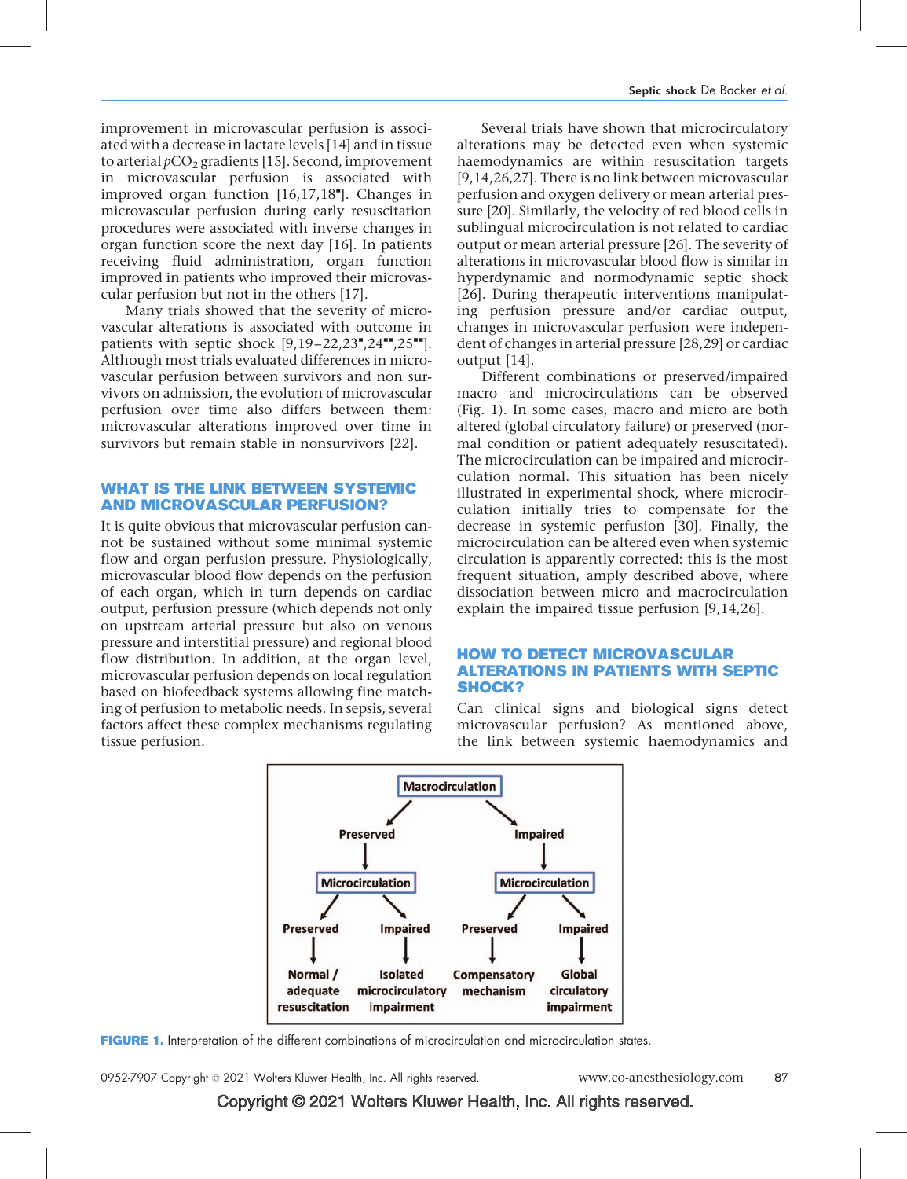improvement in microvascular perfusion is associated with a decrease in lactate levels [14] and in tissue to arterial $pCO_2$ gradients [15]. Second, improvement in microvascular perfusion is associated with improved organ function [16,17,18▪]. Changes in microvascular perfusion during early resuscitation procedures were associated with inverse changes in organ function score the next day [16]. In patients receiving fluid administration, organ function improved in patients who improved their microvascular perfusion but not in the others [17].

Many trials showed that the severity of microvascular alterations is associated with outcome in patients with septic shock [9,19–22,23▪,24▪▪,25▪▪]. Although most trials evaluated differences in microvascular perfusion between survivors and non survivors on admission, the evolution of microvascular perfusion over time also differs between them: microvascular alterations improved over time in survivors but remain stable in nonsurvivors [22].

## WHAT IS THE LINK BETWEEN SYSTEMIC AND MICROVASCULAR PERFUSION?

It is quite obvious that microvascular perfusion cannot be sustained without some minimal systemic flow and organ perfusion pressure. Physiologically, microvascular blood flow depends on the perfusion of each organ, which in turn depends on cardiac output, perfusion pressure (which depends not only on upstream arterial pressure but also on venous pressure and interstitial pressure) and regional blood flow distribution. In addition, at the organ level, microvascular perfusion depends on local regulation based on biofeedback systems allowing fine matching of perfusion to metabolic needs. In sepsis, several factors affect these complex mechanisms regulating tissue perfusion.

Several trials have shown that microcirculatory alterations may be detected even when systemic haemodynamics are within resuscitation targets [9,14,26,27]. There is no link between microvascular perfusion and oxygen delivery or mean arterial pressure [20]. Similarly, the velocity of red blood cells in sublingual microcirculation is not related to cardiac output or mean arterial pressure [26]. The severity of alterations in microvascular blood flow is similar in hyperdynamic and normodynamic septic shock [26]. During therapeutic interventions manipulating perfusion pressure and/or cardiac output, changes in microvascular perfusion were independent of changes in arterial pressure [28,29] or cardiac output [14].

Different combinations or preserved/impaired macro and microcirculations can be observed (Fig. 1). In some cases, macro and micro are both altered (global circulatory failure) or preserved (normal condition or patient adequately resuscitated). The microcirculation can be impaired and microcirculation normal. This situation has been nicely illustrated in experimental shock, where microcirculation initially tries to compensate for the decrease in systemic perfusion [30]. Finally, the microcirculation can be altered even when systemic circulation is apparently corrected: this is the most frequent situation, amply described above, where dissociation between micro and macrocirculation explain the impaired tissue perfusion [9,14,26].

## HOW TO DETECT MICROVASCULAR ALTERATIONS IN PATIENTS WITH SEPTIC SHOCK?

Can clinical signs and biological signs detect microvascular perfusion? As mentioned above, the link between systemic haemodynamics and

Macrocirculation
- Preserved → Microcirculation
  - Preserved → Normal / adequate resuscitation
  - Impaired → Isolated microcirculatory impairment
- Impaired → Microcirculation
  - Preserved → Compensatory mechanism
  - Impaired → Global circulatory impairment

**FIGURE 1.** Interpretation of the different combinations of microcirculation and microcirculation states.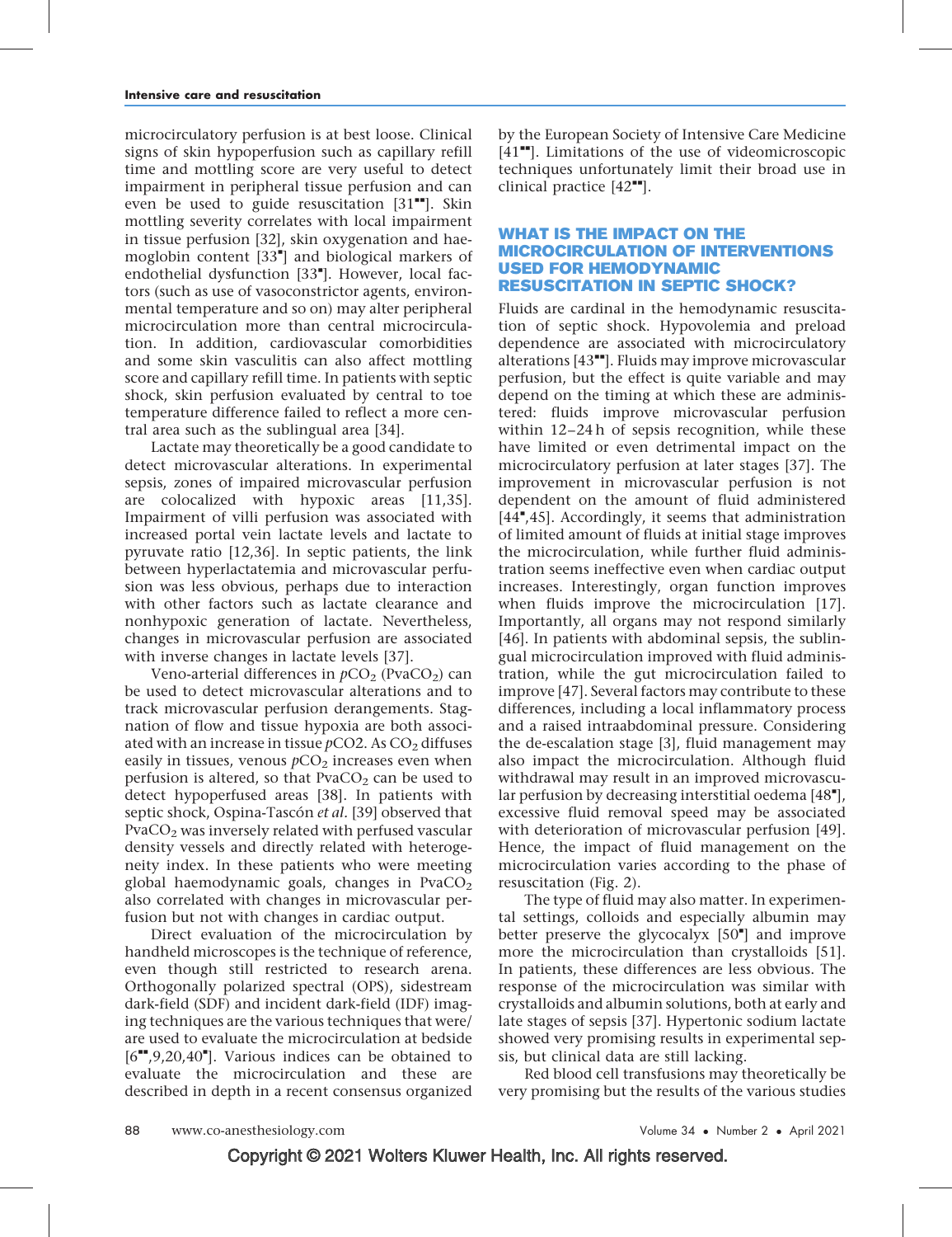microcirculatory perfusion is at best loose. Clinical signs of skin hypoperfusion such as capillary refill time and mottling score are very useful to detect impairment in peripheral tissue perfusion and can even be used to guide resuscitation [31■■]. Skin mottling severity correlates with local impairment in tissue perfusion [32], skin oxygenation and haemoglobin content [33■] and biological markers of endothelial dysfunction [33■]. However, local factors (such as use of vasoconstrictor agents, environmental temperature and so on) may alter peripheral microcirculation more than central microcirculation. In addition, cardiovascular comorbidities and some skin vasculitis can also affect mottling score and capillary refill time. In patients with septic shock, skin perfusion evaluated by central to toe temperature difference failed to reflect a more central area such as the sublingual area [34].

Lactate may theoretically be a good candidate to detect microvascular alterations. In experimental sepsis, zones of impaired microvascular perfusion are colocalized with hypoxic areas [11,35]. Impairment of villi perfusion was associated with increased portal vein lactate levels and lactate to pyruvate ratio [12,36]. In septic patients, the link between hyperlactatemia and microvascular perfusion was less obvious, perhaps due to interaction with other factors such as lactate clearance and nonhypoxic generation of lactate. Nevertheless, changes in microvascular perfusion are associated with inverse changes in lactate levels [37].

Veno-arterial differences in $pCO_2$ ($PvaCO_2$) can be used to detect microvascular alterations and to track microvascular perfusion derangements. Stagnation of flow and tissue hypoxia are both associated with an increase in tissue $pCO2$. As $CO_2$ diffuses easily in tissues, venous $pCO_2$ increases even when perfusion is altered, so that $PvaCO_2$ can be used to detect hypoperfused areas [38]. In patients with septic shock, Ospina-Tascón *et al.* [39] observed that $PvaCO_2$ was inversely related with perfused vascular density vessels and directly related with heterogeneity index. In these patients who were meeting global haemodynamic goals, changes in $PvaCO_2$ also correlated with changes in microvascular perfusion but not with changes in cardiac output.

Direct evaluation of the microcirculation by handheld microscopes is the technique of reference, even though still restricted to research arena. Orthogonally polarized spectral (OPS), sidestream dark-field (SDF) and incident dark-field (IDF) imaging techniques are the various techniques that were/are used to evaluate the microcirculation at bedside [6■■,9,20,40■]. Various indices can be obtained to evaluate the microcirculation and these are described in depth in a recent consensus organized by the European Society of Intensive Care Medicine [41■■]. Limitations of the use of videomicroscopic techniques unfortunately limit their broad use in clinical practice [42■■].

## WHAT IS THE IMPACT ON THE MICROCIRCULATION OF INTERVENTIONS USED FOR HEMODYNAMIC RESUSCITATION IN SEPTIC SHOCK?

Fluids are cardinal in the hemodynamic resuscitation of septic shock. Hypovolemia and preload dependence are associated with microcirculatory alterations [43■■]. Fluids may improve microvascular perfusion, but the effect is quite variable and may depend on the timing at which these are administered: fluids improve microvascular perfusion within 12–24 h of sepsis recognition, while these have limited or even detrimental impact on the microcirculatory perfusion at later stages [37]. The improvement in microvascular perfusion is not dependent on the amount of fluid administered [44■,45]. Accordingly, it seems that administration of limited amount of fluids at initial stage improves the microcirculation, while further fluid administration seems ineffective even when cardiac output increases. Interestingly, organ function improves when fluids improve the microcirculation [17]. Importantly, all organs may not respond similarly [46]. In patients with abdominal sepsis, the sublingual microcirculation improved with fluid administration, while the gut microcirculation failed to improve [47]. Several factors may contribute to these differences, including a local inflammatory process and a raised intraabdominal pressure. Considering the de-escalation stage [3], fluid management may also impact the microcirculation. Although fluid withdrawal may result in an improved microvascular perfusion by decreasing interstitial oedema [48■], excessive fluid removal speed may be associated with deterioration of microvascular perfusion [49]. Hence, the impact of fluid management on the microcirculation varies according to the phase of resuscitation (Fig. 2).

The type of fluid may also matter. In experimental settings, colloids and especially albumin may better preserve the glycocalyx [50■] and improve more the microcirculation than crystalloids [51]. In patients, these differences are less obvious. The response of the microcirculation was similar with crystalloids and albumin solutions, both at early and late stages of sepsis [37]. Hypertonic sodium lactate showed very promising results in experimental sepsis, but clinical data are still lacking.

Red blood cell transfusions may theoretically be very promising but the results of the various studies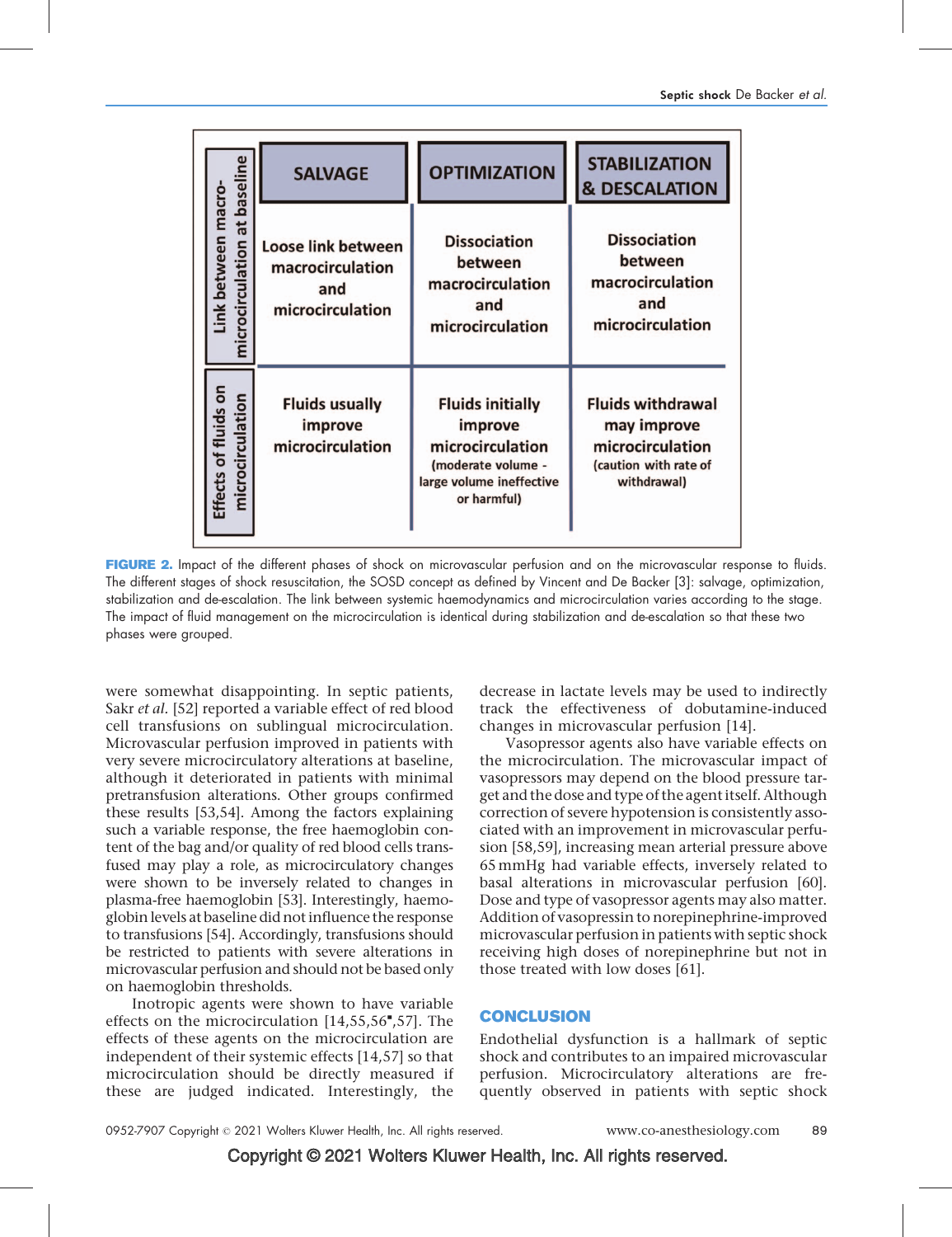| | SALVAGE | OPTIMIZATION | STABILIZATION & DESCALATION |
|---|---|---|---|
| Link between macro-microcirculation at baseline | Loose link between macrocirculation and microcirculation | Dissociation between macrocirculation and microcirculation | Dissociation between macrocirculation and microcirculation |
| Effects of fluids on microcirculation | Fluids usually improve microcirculation | Fluids initially improve microcirculation (moderate volume - large volume ineffective or harmful) | Fluids withdrawal may improve microcirculation (caution with rate of withdrawal) |

**FIGURE 2.** Impact of the different phases of shock on microvascular perfusion and on the microvascular response to fluids. The different stages of shock resuscitation, the SOSD concept as defined by Vincent and De Backer [3]: salvage, optimization, stabilization and de-escalation. The link between systemic haemodynamics and microcirculation varies according to the stage. The impact of fluid management on the microcirculation is identical during stabilization and de-escalation so that these two phases were grouped.

were somewhat disappointing. In septic patients, Sakr *et al.* [52] reported a variable effect of red blood cell transfusions on sublingual microcirculation. Microvascular perfusion improved in patients with very severe microcirculatory alterations at baseline, although it deteriorated in patients with minimal pretransfusion alterations. Other groups confirmed these results [53,54]. Among the factors explaining such a variable response, the free haemoglobin content of the bag and/or quality of red blood cells transfused may play a role, as microcirculatory changes were shown to be inversely related to changes in plasma-free haemoglobin [53]. Interestingly, haemoglobin levels at baseline did not influence the response to transfusions [54]. Accordingly, transfusions should be restricted to patients with severe alterations in microvascular perfusion and should not be based only on haemoglobin thresholds.

Inotropic agents were shown to have variable effects on the microcirculation [14,55,56▪,57]. The effects of these agents on the microcirculation are independent of their systemic effects [14,57] so that microcirculation should be directly measured if these are judged indicated. Interestingly, the decrease in lactate levels may be used to indirectly track the effectiveness of dobutamine-induced changes in microvascular perfusion [14].

Vasopressor agents also have variable effects on the microcirculation. The microvascular impact of vasopressors may depend on the blood pressure target and the dose and type of the agent itself. Although correction of severe hypotension is consistently associated with an improvement in microvascular perfusion [58,59], increasing mean arterial pressure above 65 mmHg had variable effects, inversely related to basal alterations in microvascular perfusion [60]. Dose and type of vasopressor agents may also matter. Addition of vasopressin to norepinephrine-improved microvascular perfusion in patients with septic shock receiving high doses of norepinephrine but not in those treated with low doses [61].

## CONCLUSION

Endothelial dysfunction is a hallmark of septic shock and contributes to an impaired microvascular perfusion. Microcirculatory alterations are frequently observed in patients with septic shock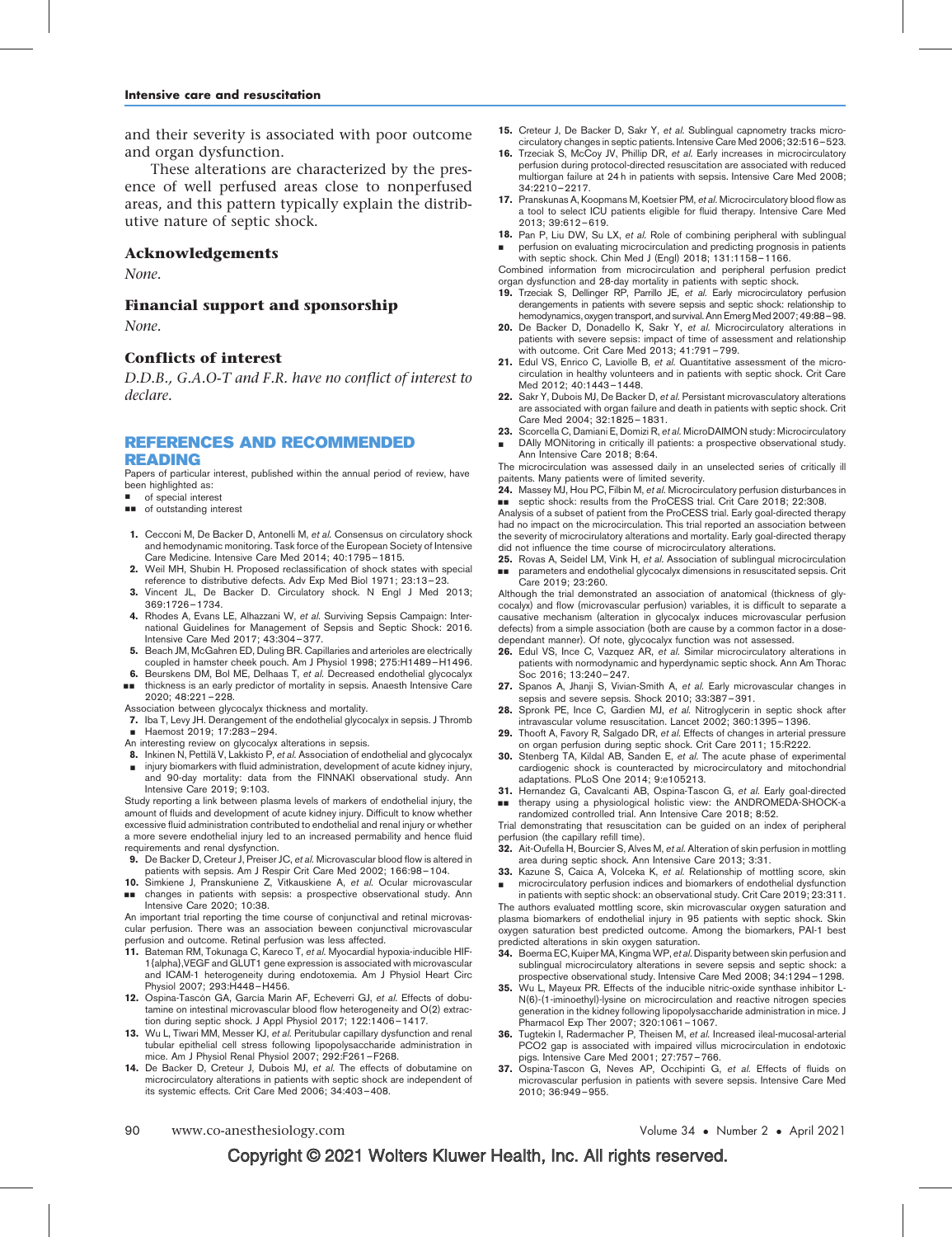and their severity is associated with poor outcome and organ dysfunction.

These alterations are characterized by the presence of well perfused areas close to nonperfused areas, and this pattern typically explain the distributive nature of septic shock.

## Acknowledgements

*None.*

## Financial support and sponsorship

*None.*

## Conflicts of interest

*D.D.B., G.A.O-T and F.R. have no conflict of interest to declare.*

## REFERENCES AND RECOMMENDED READING

Papers of particular interest, published within the annual period of review, have been highlighted as:

- ▪ of special interest
- ▪▪ of outstanding interest

1. Cecconi M, De Backer D, Antonelli M, *et al.* Consensus on circulatory shock and hemodynamic monitoring. Task force of the European Society of Intensive Care Medicine. Intensive Care Med 2014; 40:1795–1815.
2. Weil MH, Shubin H. Proposed reclassification of shock states with special reference to distributive defects. Adv Exp Med Biol 1971; 23:13–23.
3. Vincent JL, De Backer D. Circulatory shock. N Engl J Med 2013; 369:1726–1734.
4. Rhodes A, Evans LE, Alhazzani W, *et al.* Surviving Sepsis Campaign: International Guidelines for Management of Sepsis and Septic Shock: 2016. Intensive Care Med 2017; 43:304–377.
5. Beach JM, McGahren ED, Duling BR. Capillaries and arterioles are electrically coupled in hamster cheek pouch. Am J Physiol 1998; 275:H1489–H1496.
6. ▪▪ Beurskens DM, Bol ME, Delhaas T, *et al.* Decreased endothelial glycocalyx thickness is an early predictor of mortality in sepsis. Anaesth Intensive Care 2020; 48:221–228.

   Association between glycocalyx thickness and mortality.
7. ▪ Iba T, Levy JH. Derangement of the endothelial glycocalyx in sepsis. J Thromb Haemost 2019; 17:283–294.

   An interesting review on glycocalyx alterations in sepsis.
8. ▪ Inkinen N, Pettilä V, Lakkisto P, *et al.* Association of endothelial and glycocalyx injury biomarkers with fluid administration, development of acute kidney injury, and 90-day mortality: data from the FINNAKI observational study. Ann Intensive Care 2019; 9:103.

   Study reporting a link between plasma levels of markers of endothelial injury, the amount of fluids and development of acute kidney injury. Difficult to know whether excessive fluid administration contributed to endothelial and renal injury or whether a more severe endothelial injury led to an increased permeability and hence fluid requirements and renal dysfunction.
9. De Backer D, Creteur J, Preiser JC, *et al.* Microvascular blood flow is altered in patients with sepsis. Am J Respir Crit Care Med 2002; 166:98–104.
10. ▪▪ Simkiene J, Pranskuniene Z, Vitkauskiene A, *et al.* Ocular microvascular changes in patients with sepsis: a prospective observational study. Ann Intensive Care 2020; 10:38.

    An important trial reporting the time course of conjunctival and retinal microvascular perfusion. There was an association beween conjunctival microvascular perfusion and outcome. Retinal perfusion was less affected.
11. Bateman RM, Tokunaga C, Kareco T, *et al.* Myocardial hypoxia-inducible HIF-1{alpha},VEGF and GLUT1 gene expression is associated with microvascular and ICAM-1 heterogeneity during endotoxemia. Am J Physiol Heart Circ Physiol 2007; 293:H448–H456.
12. Ospina-Tascón GA, García Marin AF, Echeverri GJ, *et al.* Effects of dobutamine on intestinal microvascular blood flow heterogeneity and O(2) extraction during septic shock. J Appl Physiol 2017; 122:1406–1417.
13. Wu L, Tiwari MM, Messer KJ, *et al.* Peritubular capillary dysfunction and renal tubular epithelial cell stress following lipopolysaccharide administration in mice. Am J Physiol Renal Physiol 2007; 292:F261–F268.
14. De Backer D, Creteur J, Dubois MJ, *et al.* The effects of dobutamine on microcirculatory alterations in patients with septic shock are independent of its systemic effects. Crit Care Med 2006; 34:403–408.
15. Creteur J, De Backer D, Sakr Y, *et al.* Sublingual capnometry tracks microcirculatory changes in septic patients. Intensive Care Med 2006; 32:516–523.
16. Trzeciak S, McCoy JV, Phillip DR, *et al.* Early increases in microcirculatory perfusion during protocol-directed resuscitation are associated with reduced multiorgan failure at 24 h in patients with sepsis. Intensive Care Med 2008; 34:2210–2217.
17. Pranskunas A, Koopmans M, Koetsier PM, *et al.* Microcirculatory blood flow as a tool to select ICU patients eligible for fluid therapy. Intensive Care Med 2013; 39:612–619.
18. ▪ Pan P, Liu DW, Su LX, *et al.* Role of combining peripheral with sublingual perfusion on evaluating microcirculation and predicting prognosis in patients with septic shock. Chin Med J (Engl) 2018; 131:1158–1166.

    Combined information from microcirculation and peripheral perfusion predict organ dysfunction and 28-day mortality in patients with septic shock.
19. Trzeciak S, Dellinger RP, Parrillo JE, *et al.* Early microcirculatory perfusion derangements in patients with severe sepsis and septic shock: relationship to hemodynamics, oxygen transport, and survival. Ann Emerg Med 2007; 49:88–98.
20. De Backer D, Donadello K, Sakr Y, *et al.* Microcirculatory alterations in patients with severe sepsis: impact of time of assessment and relationship with outcome. Crit Care Med 2013; 41:791–799.
21. Edul VS, Enrico C, Laviolle B, *et al.* Quantitative assessment of the microcirculation in healthy volunteers and in patients with septic shock. Crit Care Med 2012; 40:1443–1448.
22. Sakr Y, Dubois MJ, De Backer D, *et al.* Persistant microvasculatory alterations are associated with organ failure and death in patients with septic shock. Crit Care Med 2004; 32:1825–1831.
23. ▪ Scorcella C, Damiani E, Domizi R, *et al.* MicroDAIMON study: Microcirculatory DAIly MONitoring in critically ill patients: a prospective observational study. Ann Intensive Care 2018; 8:64.

    The microcirculation was assessed daily in an unselected series of critically ill paitents. Many patients were of limited severity.
24. ▪▪ Massey MJ, Hou PC, Filbin M, *et al.* Microcirculatory perfusion disturbances in septic shock: results from the ProCESS trial. Crit Care 2018; 22:308.

    Analysis of a subset of patient from the ProCESS trial. Early goal-directed therapy had no impact on the microcirculation. This trial reported an association between the severity of microcirculatory alterations and mortality. Early goal-directed therapy did not influence the time course of microcirculatory alterations.
25. ▪▪ Rovas A, Seidel LM, Vink H, *et al.* Association of sublingual microcirculation parameters and endothelial glycocalyx dimensions in resuscitated sepsis. Crit Care 2019; 23:260.

    Although the trial demonstrated an association of anatomical (thickness of glycocalyx) and flow (microvascular perfusion) variables, it is difficult to separate a causative mechanism (alteration in glycocalyx induces microvascular perfusion defects) from a simple association (both are cause by a common factor in a dose-dependant manner). Of note, glycocalyx function was not assessed.
26. Edul VS, Ince C, Vazquez AR, *et al.* Similar microcirculatory alterations in patients with normodynamic and hyperdynamic septic shock. Ann Am Thorac Soc 2016; 13:240–247.
27. Spanos A, Jhanji S, Vivian-Smith A, *et al.* Early microvascular changes in sepsis and severe sepsis. Shock 2010; 33:387–391.
28. Spronk PE, Ince C, Gardien MJ, *et al.* Nitroglycerin in septic shock after intravascular volume resuscitation. Lancet 2002; 360:1395–1396.
29. Thooft A, Favory R, Salgado DR, *et al.* Effects of changes in arterial pressure on organ perfusion during septic shock. Crit Care 2011; 15:R222.
30. Stenberg TA, Kildal AB, Sanden E, *et al.* The acute phase of experimental cardiogenic shock is counteracted by microcirculatory and mitochondrial adaptations. PLoS One 2014; 9:e105213.
31. ▪▪ Hernandez G, Cavalcanti AB, Ospina-Tascon G, *et al.* Early goal-directed therapy using a physiological holistic view: the ANDROMEDA-SHOCK-a randomized controlled trial. Ann Intensive Care 2018; 8:52.

    Trial demonstrating that resuscitation can be guided on an index of peripheral perfusion (the capillary refill time).
32. Ait-Oufella H, Bourcier S, Alves M, *et al.* Alteration of skin perfusion in mottling area during septic shock. Ann Intensive Care 2013; 3:31.
33. ▪ Kazune S, Caica A, Volceka K, *et al.* Relationship of mottling score, skin microcirculatory perfusion indices and biomarkers of endothelial dysfunction in patients with septic shock: an observational study. Crit Care 2019; 23:311.

    The authors evaluated mottling score, skin microvascular oxygen saturation and plasma biomarkers of endothelial injury in 95 patients with septic shock. Skin oxygen saturation best predicted outcome. Among the biomarkers, PAI-1 best predicted alterations in skin oxygen saturation.
34. Boerma EC, Kuiper MA, Kingma WP, *et al.* Disparity between skin perfusion and sublingual microcirculatory alterations in severe sepsis and septic shock: a prospective observational study. Intensive Care Med 2008; 34:1294–1298.
35. Wu L, Mayeux PR. Effects of the inducible nitric-oxide synthase inhibitor L-N(6)-(1-iminoethyl)-lysine on microcirculation and reactive nitrogen species generation in the kidney following lipopolysaccharide administration in mice. J Pharmacol Exp Ther 2007; 320:1061–1067.
36. Tugtekin I, Radermacher P, Theisen M, *et al.* Increased ileal-mucosal-arterial PCO2 gap is associated with impaired villus microcirculation in endotoxic pigs. Intensive Care Med 2001; 27:757–766.
37. Ospina-Tascon G, Neves AP, Occhipinti G, *et al.* Effects of fluids on microvascular perfusion in patients with severe sepsis. Intensive Care Med 2010; 36:949–955.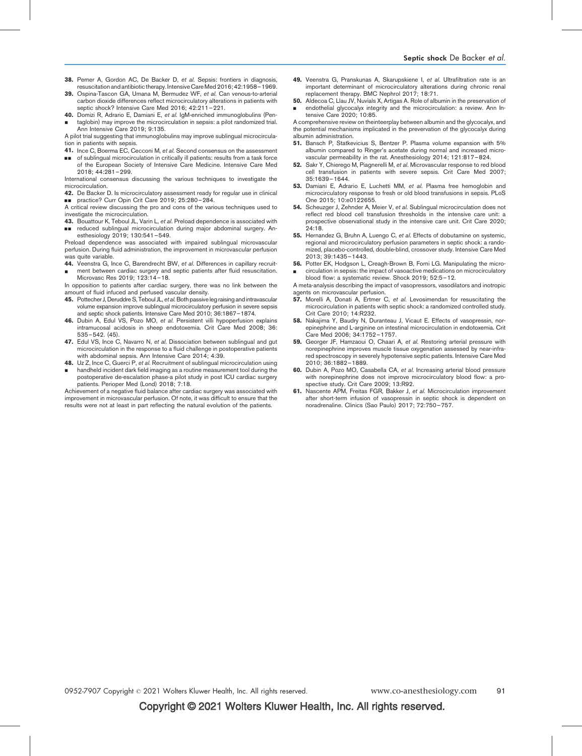38. Perner A, Gordon AC, De Backer D, *et al.* Sepsis: frontiers in diagnosis, resuscitation and antibiotic therapy. Intensive Care Med 2016; 42:1958–1969.
39. Ospina-Tascon GA, Umana M, Bermudez WF, *et al.* Can venous-to-arterial carbon dioxide differences reflect microcirculatory alterations in patients with septic shock? Intensive Care Med 2016; 42:211–221.
40. Domizi R, Adrario E, Damiani E, *et al.* IgM-enriched immunoglobulins (Pentaglobin) may improve the microcirculation in sepsis: a pilot randomized trial. Ann Intensive Care 2019; 9:135.

■ A pilot trial suggesting that immunoglobulins may improve sublingual microcirculation in patients with sepsis.

41. Ince C, Boerma EC, Cecconi M, *et al.* Second consensus on the assessment of sublingual microcirculation in critically ill patients: results from a task force of the European Society of Intensive Care Medicine. Intensive Care Med 2018; 44:281–299.

■■ International consensus discussing the various techniques to investigate the microcirculation.

42. De Backer D. Is microcirculatory assessment ready for regular use in clinical practice? Curr Opin Crit Care 2019; 25:280–284.

■■ A critical review discussing the pro and cons of the various techniques used to investigate the microcirculation.

43. Bouattour K, Teboul JL, Varin L, *et al.* Preload dependence is associated with reduced sublingual microcirculation during major abdominal surgery. Anesthesiology 2019; 130:541–549.

■■ Preload dependence was associated with impaired sublingual microvascular perfusion. During fluid administration, the improvement in microvascular perfusion was quite variable.

44. Veenstra G, Ince C, Barendrecht BW, *et al.* Differences in capillary recruitment between cardiac surgery and septic patients after fluid resuscitation. Microvasc Res 2019; 123:14–18.

■ In opposition to patients after cardiac surgery, there was no link between the amount of fluid infuced and perfused vascular density.

45. Pottecher J, Deruddre S, Teboul JL, *et al.* Both passive leg raising and intravascular volume expansion improve sublingual microcirculatory perfusion in severe sepsis and septic shock patients. Intensive Care Med 2010; 36:1867–1874.
46. Dubin A, Edul VS, Pozo MO, *et al.* Persistent villi hypoperfusion explains intramucosal acidosis in sheep endotoxemia. Crit Care Med 2008; 36: 535–542. (45).
47. Edul VS, Ince C, Navarro N, *et al.* Dissociation between sublingual and gut microcirculation in the response to a fluid challenge in postoperative patients with abdominal sepsis. Ann Intensive Care 2014; 4:39.
48. Uz Z, Ince C, Guerci P, *et al.* Recruitment of sublingual microcirculation using handheld incident dark field imaging as a routine measurement tool during the postoperative de-escalation phase-a pilot study in post ICU cardiac surgery patients. Perioper Med (Lond) 2018; 7:18.

■ Achievement of a negative fluid balance after cardiac surgery was associated with improvement in microvascular perfusion. Of note, it was difficult to ensure that the results were not at least in part reflecting the natural evolution of the patients.

49. Veenstra G, Pranskunas A, Skarupskiene I, *et al.* Ultrafiltration rate is an important determinant of microcirculatory alterations during chronic renal replacement therapy. BMC Nephrol 2017; 18:71.
50. Aldecoa C, Llau JV, Nuvials X, Artigas A. Role of albumin in the preservation of endothelial glycocalyx integrity and the microcirculation: a review. Ann Intensive Care 2020; 10:85.

■ A comprehensive review on theinteerplay between albumin and the glycocalyx, and the potential mechanisms implicated in the prevervation of the glycocalyx during albumin administration.

51. Bansch P, Statkevicius S, Bentzer P. Plasma volume expansion with 5% albumin compared to Ringer's acetate during normal and increased microvascular permeability in the rat. Anesthesiology 2014; 121:817–824.
52. Sakr Y, Chierego M, Piagnerelli M, *et al.* Microvascular response to red blood cell transfusion in patients with severe sepsis. Crit Care Med 2007; 35:1639–1644.
53. Damiani E, Adrario E, Luchetti MM, *et al.* Plasma free hemoglobin and microcirculatory response to fresh or old blood transfusions in sepsis. PLoS One 2015; 10:e0122655.
54. Scheuzger J, Zehnder A, Meier V, *et al.* Sublingual microcirculation does not reflect red blood cell transfusion thresholds in the intensive care unit: a prospective observational study in the intensive care unit. Crit Care 2020; 24:18.
55. Hernandez G, Bruhn A, Luengo C, *et al.* Effects of dobutamine on systemic, regional and microcirculatory perfusion parameters in septic shock: a randomized, placebo-controlled, double-blind, crossover study. Intensive Care Med 2013; 39:1435–1443.
56. Potter EK, Hodgson L, Creagh-Brown B, Forni LG. Manipulating the microcirculation in sepsis: the impact of vasoactive medications on microcirculatory blood flow: a systematic review. Shock 2019; 52:5–12.

■ A meta-analysis describing the impact of vasopressors, vasodilators and inotropic agents on microvascular perfusion.

57. Morelli A, Donati A, Ertmer C, *et al.* Levosimendan for resuscitating the microcirculation in patients with septic shock: a randomized controlled study. Crit Care 2010; 14:R232.
58. Nakajima Y, Baudry N, Duranteau J, Vicaut E. Effects of vasopressin, norepinephrine and L-arginine on intestinal microcirculation in endotoxemia. Crit Care Med 2006; 34:1752–1757.
59. Georger JF, Hamzaoui O, Chaari A, *et al.* Restoring arterial pressure with norepinephrine improves muscle tissue oxygenation assessed by near-infrared spectroscopy in severely hypotensive septic patients. Intensive Care Med 2010; 36:1882–1889.
60. Dubin A, Pozo MO, Casabella CA, *et al.* Increasing arterial blood pressure with norepinephrine does not improve microcirculatory blood flow: a prospective study. Crit Care 2009; 13:R92.
61. Nascente APM, Freitas FGR, Bakker J, *et al.* Microcirculation improvement after short-term infusion of vasopressin in septic shock is dependent on noradrenaline. Clinics (Sao Paulo) 2017; 72:750–757.